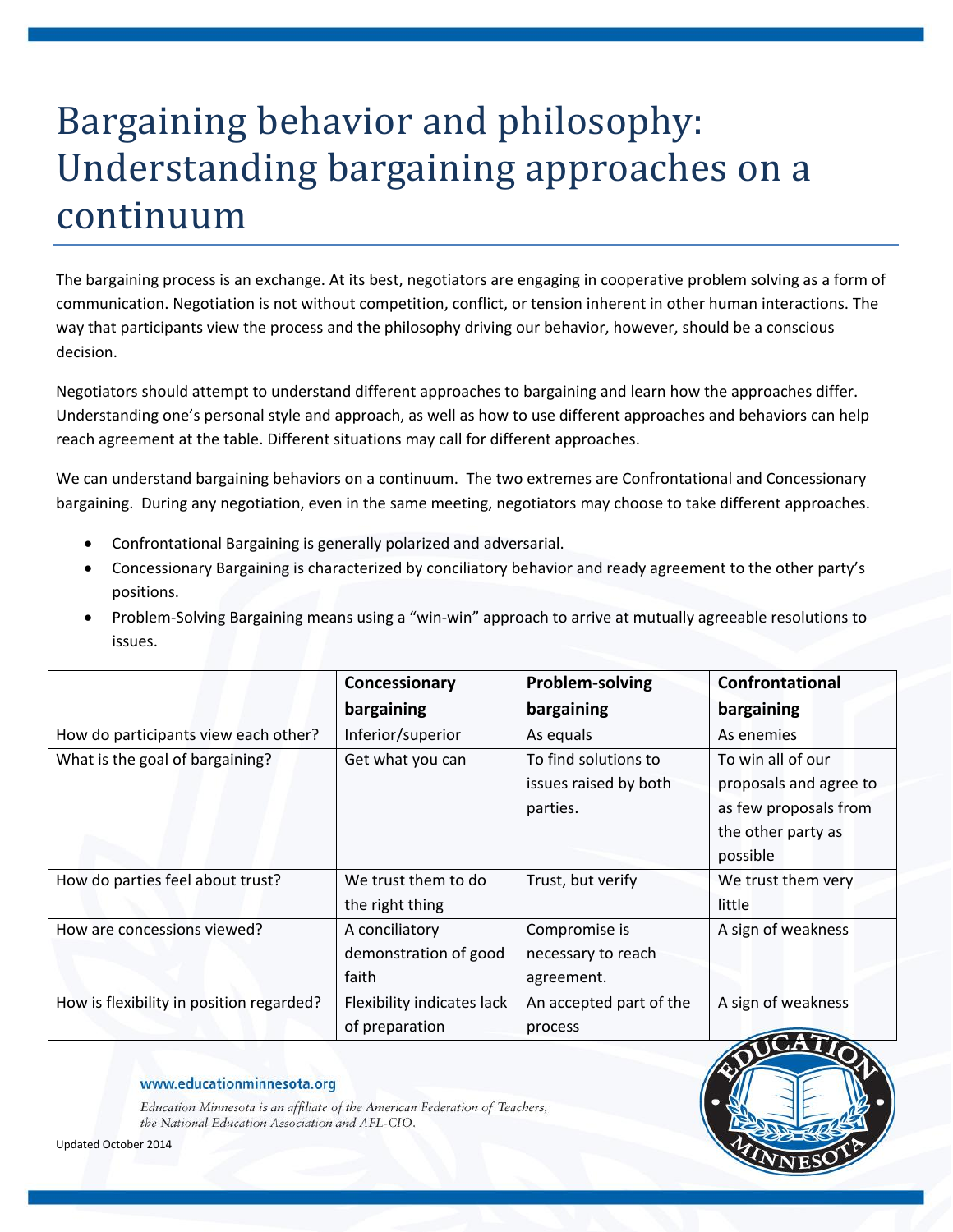# Bargaining behavior and philosophy: Understanding bargaining approaches on a continuum

The bargaining process is an exchange. At its best, negotiators are engaging in cooperative problem solving as a form of communication. Negotiation is not without competition, conflict, or tension inherent in other human interactions. The way that participants view the process and the philosophy driving our behavior, however, should be a conscious decision.

Negotiators should attempt to understand different approaches to bargaining and learn how the approaches differ. Understanding one's personal style and approach, as well as how to use different approaches and behaviors can help reach agreement at the table. Different situations may call for different approaches.

We can understand bargaining behaviors on a continuum. The two extremes are Confrontational and Concessionary bargaining. During any negotiation, even in the same meeting, negotiators may choose to take different approaches.

- Confrontational Bargaining is generally polarized and adversarial.
- Concessionary Bargaining is characterized by conciliatory behavior and ready agreement to the other party's positions.
- Problem-Solving Bargaining means using a "win-win" approach to arrive at mutually agreeable resolutions to issues.

| | **Concessionary bargaining** | **Problem-solving bargaining** | **Confrontational bargaining** |
|---|---|---|---|
| How do participants view each other? | Inferior/superior | As equals | As enemies |
| What is the goal of bargaining? | Get what you can | To find solutions to issues raised by both parties. | To win all of our proposals and agree to as few proposals from the other party as possible |
| How do parties feel about trust? | We trust them to do the right thing | Trust, but verify | We trust them very little |
| How are concessions viewed? | A conciliatory demonstration of good faith | Compromise is necessary to reach agreement. | A sign of weakness |
| How is flexibility in position regarded? | Flexibility indicates lack of preparation | An accepted part of the process | A sign of weakness |

www.educationminnesota.org

*Education Minnesota is an affiliate of the American Federation of Teachers, the National Education Association and AFL-CIO.*

Updated October 2014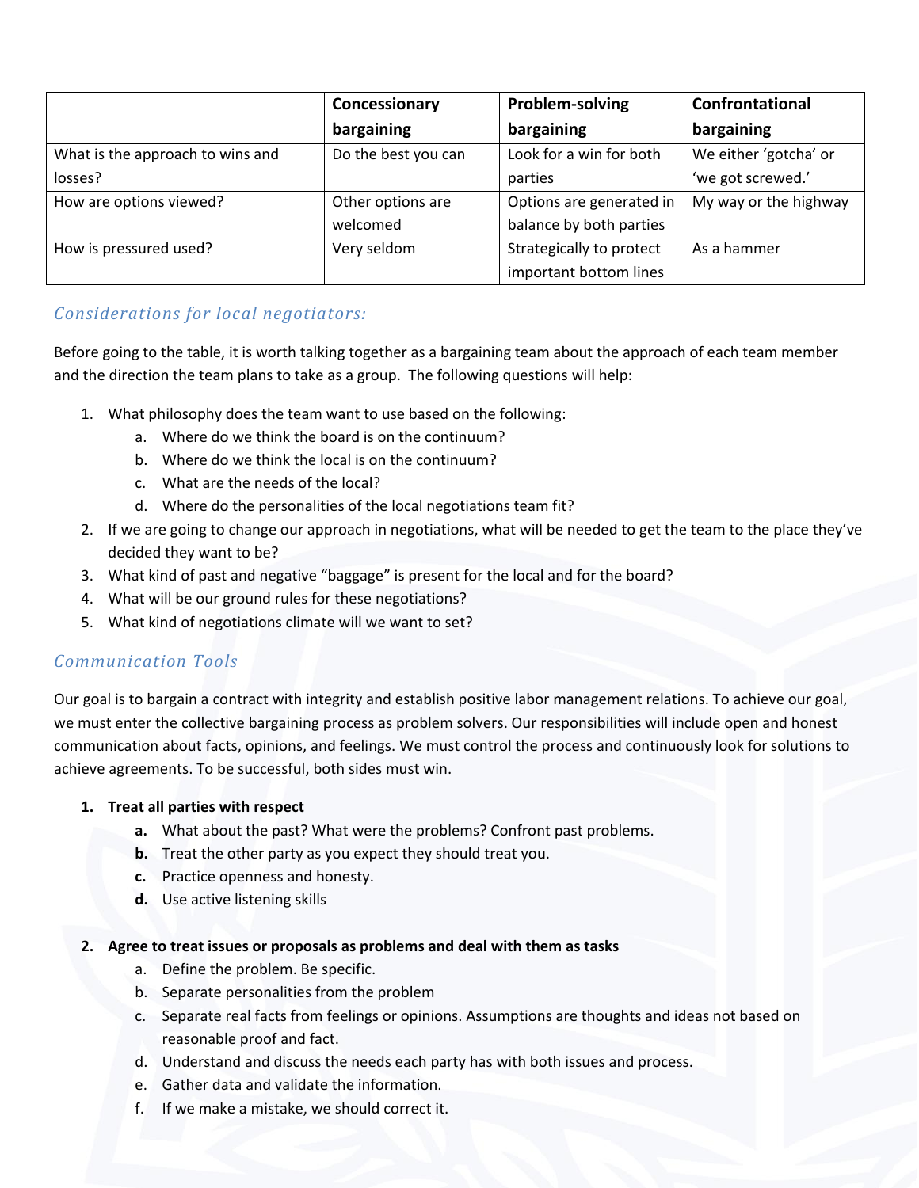| | Concessionary bargaining | Problem-solving bargaining | Confrontational bargaining |
|---|---|---|---|
| What is the approach to wins and losses? | Do the best you can | Look for a win for both parties | We either 'gotcha' or 'we got screwed.' |
| How are options viewed? | Other options are welcomed | Options are generated in balance by both parties | My way or the highway |
| How is pressured used? | Very seldom | Strategically to protect important bottom lines | As a hammer |

## *Considerations for local negotiators:*

Before going to the table, it is worth talking together as a bargaining team about the approach of each team member and the direction the team plans to take as a group. The following questions will help:

1. What philosophy does the team want to use based on the following:
    a. Where do we think the board is on the continuum?
    b. Where do we think the local is on the continuum?
    c. What are the needs of the local?
    d. Where do the personalities of the local negotiations team fit?
2. If we are going to change our approach in negotiations, what will be needed to get the team to the place they've decided they want to be?
3. What kind of past and negative "baggage" is present for the local and for the board?
4. What will be our ground rules for these negotiations?
5. What kind of negotiations climate will we want to set?

## *Communication Tools*

Our goal is to bargain a contract with integrity and establish positive labor management relations. To achieve our goal, we must enter the collective bargaining process as problem solvers. Our responsibilities will include open and honest communication about facts, opinions, and feelings. We must control the process and continuously look for solutions to achieve agreements. To be successful, both sides must win.

1. **Treat all parties with respect**
    **a.** What about the past? What were the problems? Confront past problems.
    **b.** Treat the other party as you expect they should treat you.
    **c.** Practice openness and honesty.
    **d.** Use active listening skills

2. **Agree to treat issues or proposals as problems and deal with them as tasks**
    a. Define the problem. Be specific.
    b. Separate personalities from the problem
    c. Separate real facts from feelings or opinions. Assumptions are thoughts and ideas not based on reasonable proof and fact.
    d. Understand and discuss the needs each party has with both issues and process.
    e. Gather data and validate the information.
    f. If we make a mistake, we should correct it.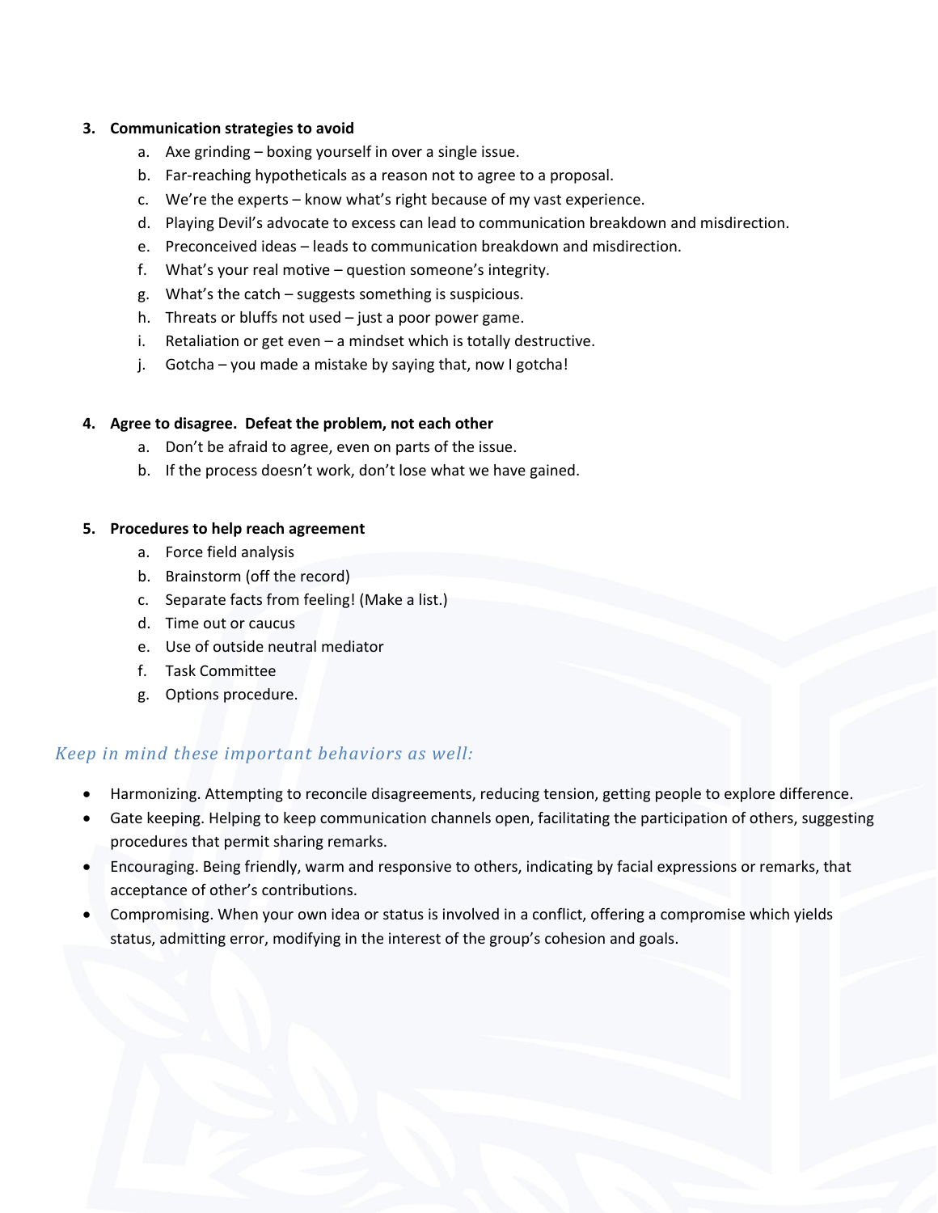3. **Communication strategies to avoid**
    a. Axe grinding – boxing yourself in over a single issue.
    b. Far-reaching hypotheticals as a reason not to agree to a proposal.
    c. We're the experts – know what's right because of my vast experience.
    d. Playing Devil's advocate to excess can lead to communication breakdown and misdirection.
    e. Preconceived ideas – leads to communication breakdown and misdirection.
    f. What's your real motive – question someone's integrity.
    g. What's the catch – suggests something is suspicious.
    h. Threats or bluffs not used – just a poor power game.
    i. Retaliation or get even – a mindset which is totally destructive.
    j. Gotcha – you made a mistake by saying that, now I gotcha!

4. **Agree to disagree. Defeat the problem, not each other**
    a. Don't be afraid to agree, even on parts of the issue.
    b. If the process doesn't work, don't lose what we have gained.

5. **Procedures to help reach agreement**
    a. Force field analysis
    b. Brainstorm (off the record)
    c. Separate facts from feeling! (Make a list.)
    d. Time out or caucus
    e. Use of outside neutral mediator
    f. Task Committee
    g. Options procedure.

### *Keep in mind these important behaviors as well:*

- Harmonizing. Attempting to reconcile disagreements, reducing tension, getting people to explore difference.
- Gate keeping. Helping to keep communication channels open, facilitating the participation of others, suggesting procedures that permit sharing remarks.
- Encouraging. Being friendly, warm and responsive to others, indicating by facial expressions or remarks, that acceptance of other's contributions.
- Compromising. When your own idea or status is involved in a conflict, offering a compromise which yields status, admitting error, modifying in the interest of the group's cohesion and goals.